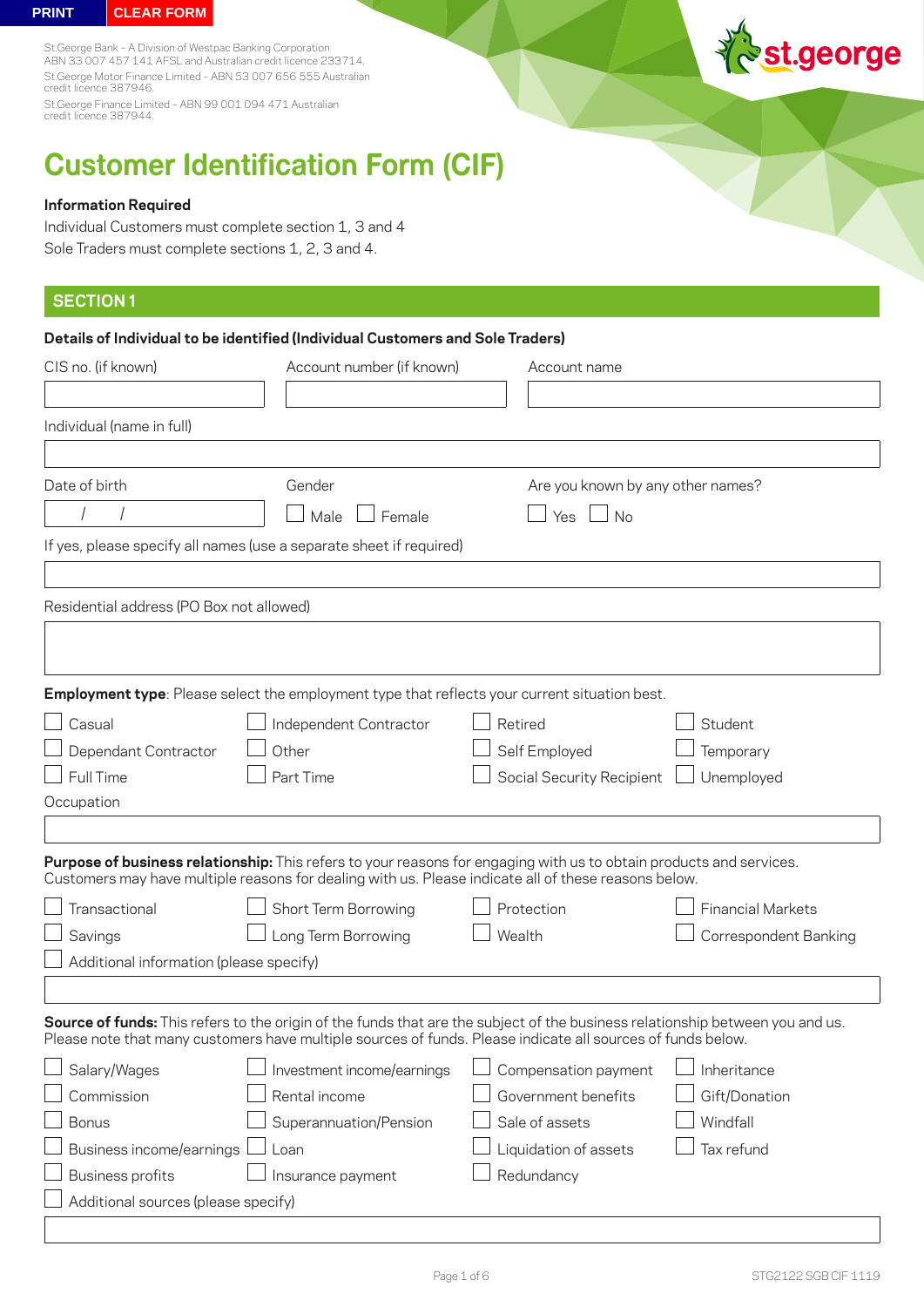PRINT CLEAR FORM

St.George Bank – A Division of Westpac Banking Corporation
ABN 33 007 457 141 AFSL and Australian credit licence 233714.
St.George Motor Finance Limited – ABN 53 007 656 555 Australian credit licence 387946.
St.George Finance Limited – ABN 99 001 094 471 Australian credit licence 387944.

# Customer Identification Form (CIF)

**Information Required**

Individual Customers must complete section 1, 3 and 4

Sole Traders must complete sections 1, 2, 3 and 4.

## SECTION 1

**Details of Individual to be identified (Individual Customers and Sole Traders)**

CIS no. (if known) | Account number (if known) | Account name

Individual (name in full)

Date of birth &nbsp;&nbsp; / &nbsp;&nbsp; /

Gender ☐ Male ☐ Female

Are you known by any other names? ☐ Yes ☐ No

If yes, please specify all names (use a separate sheet if required)

Residential address (PO Box not allowed)

**Employment type**: Please select the employment type that reflects your current situation best.

- ☐ Casual
- ☐ Dependant Contractor
- ☐ Full Time
- ☐ Independent Contractor
- ☐ Other
- ☐ Part Time
- ☐ Retired
- ☐ Self Employed
- ☐ Social Security Recipient
- ☐ Student
- ☐ Temporary
- ☐ Unemployed

Occupation

**Purpose of business relationship:** This refers to your reasons for engaging with us to obtain products and services. Customers may have multiple reasons for dealing with us. Please indicate all of these reasons below.

- ☐ Transactional
- ☐ Savings
- ☐ Short Term Borrowing
- ☐ Long Term Borrowing
- ☐ Protection
- ☐ Wealth
- ☐ Financial Markets
- ☐ Correspondent Banking
- ☐ Additional information (please specify)

**Source of funds:** This refers to the origin of the funds that are the subject of the business relationship between you and us. Please note that many customers have multiple sources of funds. Please indicate all sources of funds below.

- ☐ Salary/Wages
- ☐ Commission
- ☐ Bonus
- ☐ Business income/earnings
- ☐ Business profits
- ☐ Investment income/earnings
- ☐ Rental income
- ☐ Superannuation/Pension
- ☐ Loan
- ☐ Insurance payment
- ☐ Compensation payment
- ☐ Government benefits
- ☐ Sale of assets
- ☐ Liquidation of assets
- ☐ Redundancy
- ☐ Inheritance
- ☐ Gift/Donation
- ☐ Windfall
- ☐ Tax refund
- ☐ Additional sources (please specify)

STG2122 SGB CIF 1119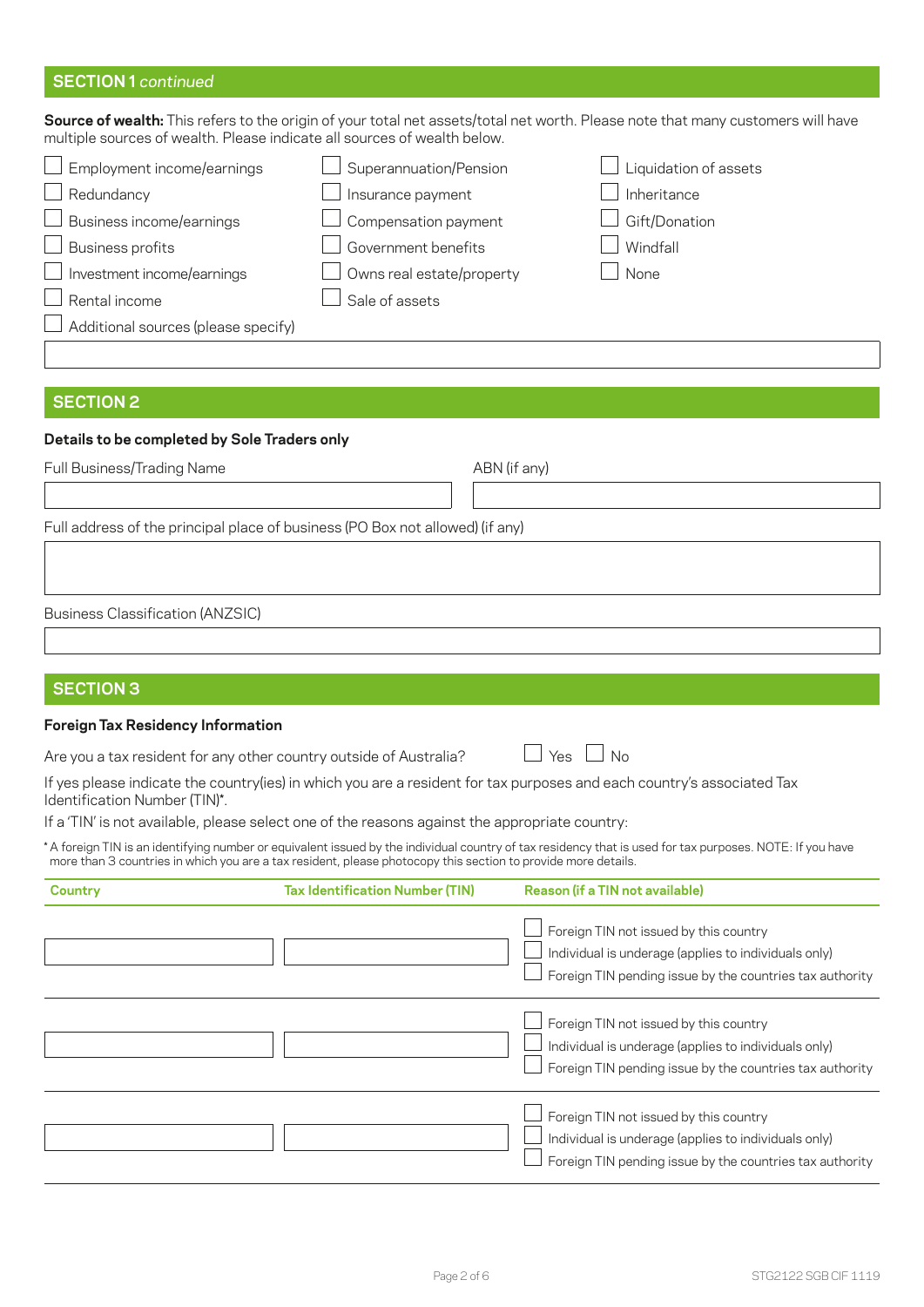## SECTION 1 *continued*

**Source of wealth:** This refers to the origin of your total net assets/total net worth. Please note that many customers will have multiple sources of wealth. Please indicate all sources of wealth below.

- ☐ Employment income/earnings
- ☐ Redundancy
- ☐ Business income/earnings
- ☐ Business profits
- ☐ Investment income/earnings
- ☐ Rental income
- ☐ Additional sources (please specify)
- ☐ Superannuation/Pension
- ☐ Insurance payment
- ☐ Compensation payment
- ☐ Government benefits
- ☐ Owns real estate/property
- ☐ Sale of assets
- ☐ Liquidation of assets
- ☐ Inheritance
- ☐ Gift/Donation
- ☐ Windfall
- ☐ None

## SECTION 2

**Details to be completed by Sole Traders only**

Full Business/Trading Name

ABN (if any)

Full address of the principal place of business (PO Box not allowed) (if any)

Business Classification (ANZSIC)

## SECTION 3

**Foreign Tax Residency Information**

Are you a tax resident for any other country outside of Australia? ☐ Yes ☐ No

If yes please indicate the country(ies) in which you are a resident for tax purposes and each country's associated Tax Identification Number (TIN)*.

If a 'TIN' is not available, please select one of the reasons against the appropriate country:

* A foreign TIN is an identifying number or equivalent issued by the individual country of tax residency that is used for tax purposes. NOTE: If you have more than 3 countries in which you are a tax resident, please photocopy this section to provide more details.

| Country | Tax Identification Number (TIN) | Reason (if a TIN not available) |
|---|---|---|
| | | ☐ Foreign TIN not issued by this country<br>☐ Individual is underage (applies to individuals only)<br>☐ Foreign TIN pending issue by the countries tax authority |
| | | ☐ Foreign TIN not issued by this country<br>☐ Individual is underage (applies to individuals only)<br>☐ Foreign TIN pending issue by the countries tax authority |
| | | ☐ Foreign TIN not issued by this country<br>☐ Individual is underage (applies to individuals only)<br>☐ Foreign TIN pending issue by the countries tax authority |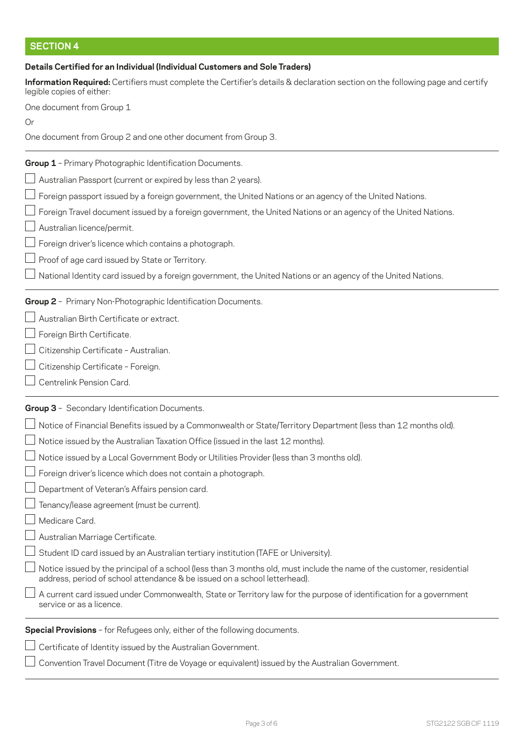## SECTION 4

**Details Certified for an Individual (Individual Customers and Sole Traders)**

**Information Required:** Certifiers must complete the Certifier's details & declaration section on the following page and certify legible copies of either:

One document from Group 1

Or

One document from Group 2 and one other document from Group 3.

---

**Group 1** – Primary Photographic Identification Documents.

- ☐ Australian Passport (current or expired by less than 2 years).
- ☐ Foreign passport issued by a foreign government, the United Nations or an agency of the United Nations.
- ☐ Foreign Travel document issued by a foreign government, the United Nations or an agency of the United Nations.
- ☐ Australian licence/permit.
- ☐ Foreign driver's licence which contains a photograph.
- ☐ Proof of age card issued by State or Territory.
- ☐ National Identity card issued by a foreign government, the United Nations or an agency of the United Nations.

---

**Group 2** – Primary Non-Photographic Identification Documents.

- ☐ Australian Birth Certificate or extract.
- ☐ Foreign Birth Certificate.
- ☐ Citizenship Certificate – Australian.
- ☐ Citizenship Certificate – Foreign.
- ☐ Centrelink Pension Card.

---

**Group 3** – Secondary Identification Documents.

- ☐ Notice of Financial Benefits issued by a Commonwealth or State/Territory Department (less than 12 months old).
- ☐ Notice issued by the Australian Taxation Office (issued in the last 12 months).
- ☐ Notice issued by a Local Government Body or Utilities Provider (less than 3 months old).
- ☐ Foreign driver's licence which does not contain a photograph.
- ☐ Department of Veteran's Affairs pension card.
- ☐ Tenancy/lease agreement (must be current).
- ☐ Medicare Card.
- ☐ Australian Marriage Certificate.
- ☐ Student ID card issued by an Australian tertiary institution (TAFE or University).
- ☐ Notice issued by the principal of a school (less than 3 months old, must include the name of the customer, residential address, period of school attendance & be issued on a school letterhead).
- ☐ A current card issued under Commonwealth, State or Territory law for the purpose of identification for a government service or as a licence.

---

**Special Provisions** – for Refugees only, either of the following documents.

- ☐ Certificate of Identity issued by the Australian Government.
- ☐ Convention Travel Document (Titre de Voyage or equivalent) issued by the Australian Government.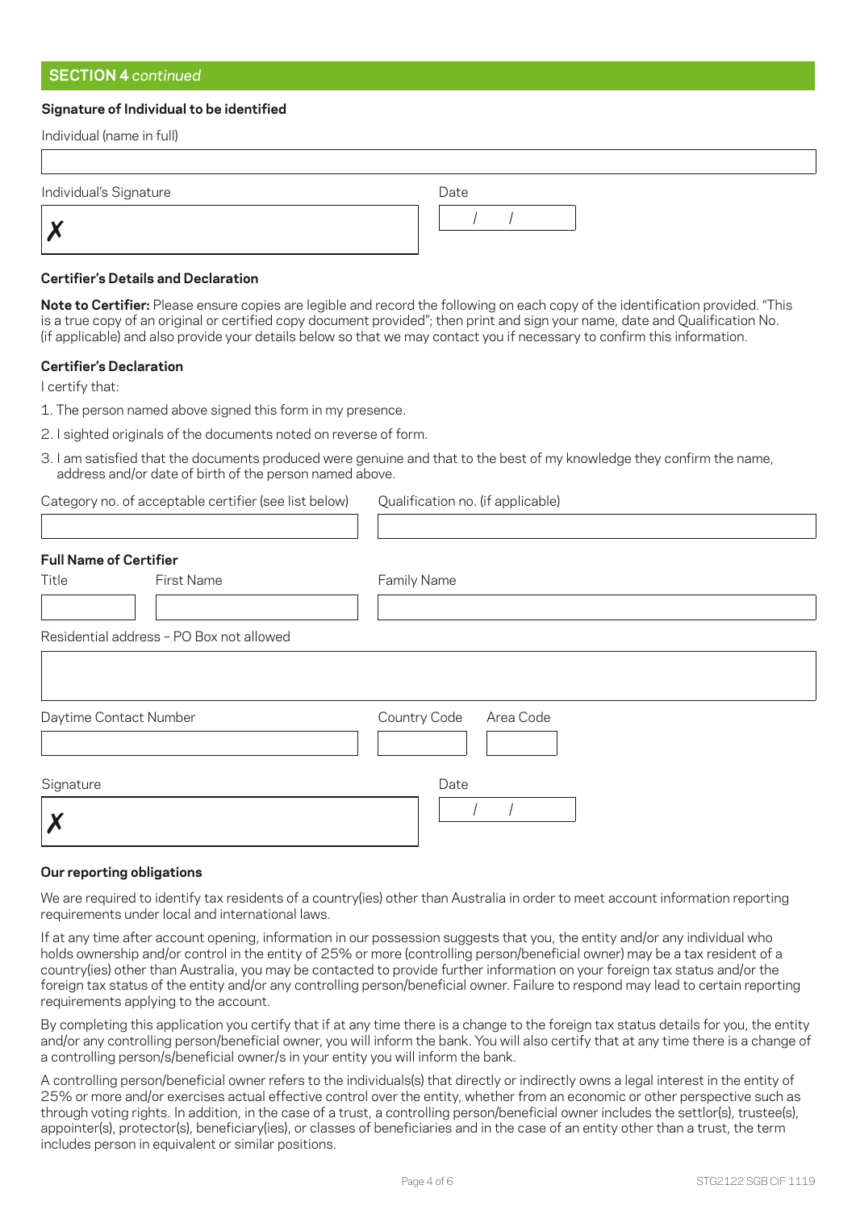## SECTION 4 *continued*

**Signature of Individual to be identified**

Individual (name in full)

Individual's Signature

✗

Date

/ /

**Certifier's Details and Declaration**

**Note to Certifier:** Please ensure copies are legible and record the following on each copy of the identification provided. "This is a true copy of an original or certified copy document provided"; then print and sign your name, date and Qualification No. (if applicable) and also provide your details below so that we may contact you if necessary to confirm this information.

**Certifier's Declaration**

I certify that:

1. The person named above signed this form in my presence.
2. I sighted originals of the documents noted on reverse of form.
3. I am satisfied that the documents produced were genuine and that to the best of my knowledge they confirm the name, address and/or date of birth of the person named above.

Category no. of acceptable certifier (see list below)

Qualification no. (if applicable)

**Full Name of Certifier**

Title

First Name

Family Name

Residential address – PO Box not allowed

Daytime Contact Number

Country Code

Area Code

Signature

✗

Date

/ /

**Our reporting obligations**

We are required to identify tax residents of a country(ies) other than Australia in order to meet account information reporting requirements under local and international laws.

If at any time after account opening, information in our possession suggests that you, the entity and/or any individual who holds ownership and/or control in the entity of 25% or more (controlling person/beneficial owner) may be a tax resident of a country(ies) other than Australia, you may be contacted to provide further information on your foreign tax status and/or the foreign tax status of the entity and/or any controlling person/beneficial owner. Failure to respond may lead to certain reporting requirements applying to the account.

By completing this application you certify that if at any time there is a change to the foreign tax status details for you, the entity and/or any controlling person/beneficial owner, you will inform the bank. You will also certify that at any time there is a change of a controlling person/s/beneficial owner/s in your entity you will inform the bank.

A controlling person/beneficial owner refers to the individuals(s) that directly or indirectly owns a legal interest in the entity of 25% or more and/or exercises actual effective control over the entity, whether from an economic or other perspective such as through voting rights. In addition, in the case of a trust, a controlling person/beneficial owner includes the settlor(s), trustee(s), appointer(s), protector(s), beneficiary(ies), or classes of beneficiaries and in the case of an entity other than a trust, the term includes person in equivalent or similar positions.

STG2122 SGB CIF 1119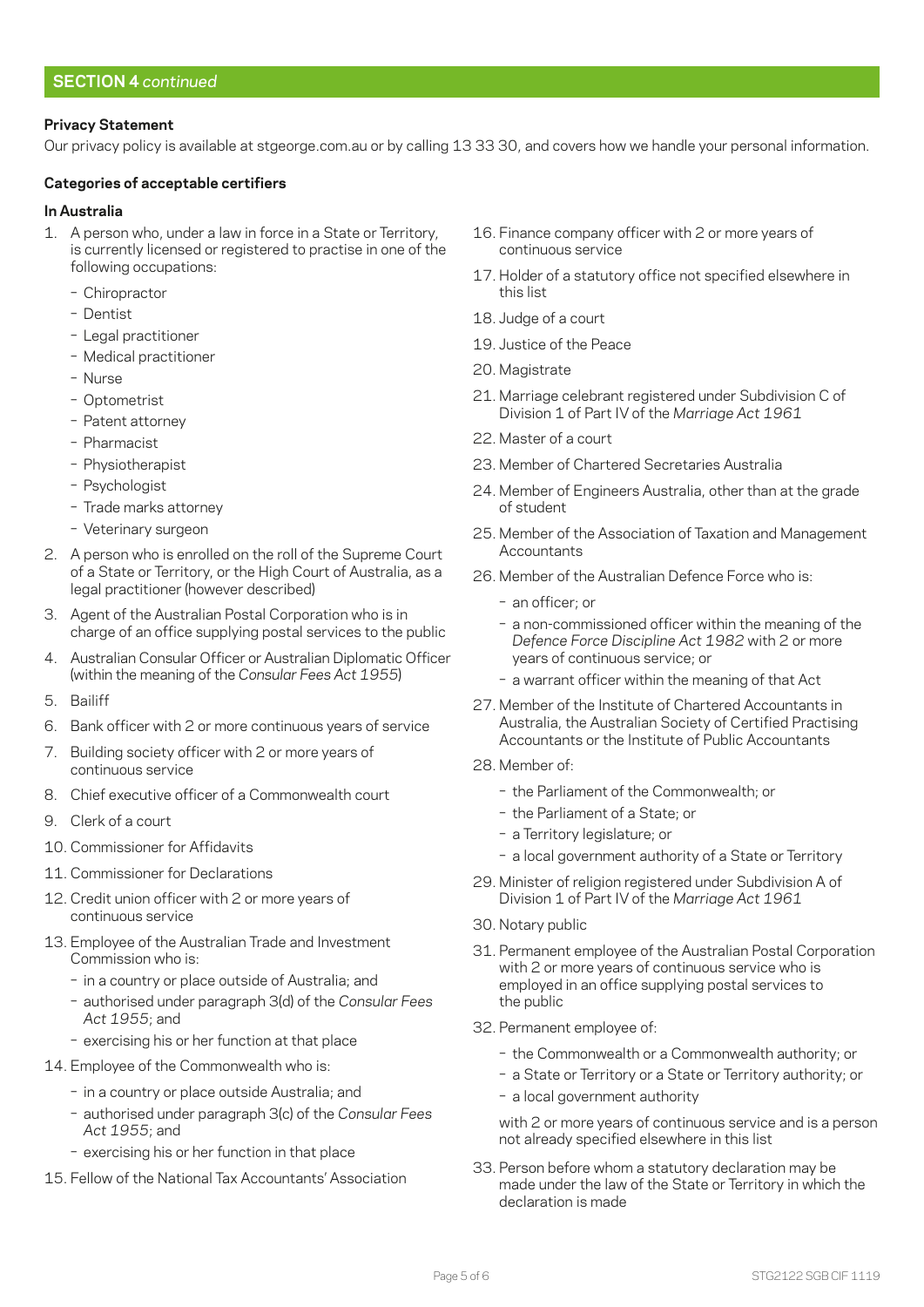## SECTION 4 *continued*

**Privacy Statement**

Our privacy policy is available at stgeorge.com.au or by calling 13 33 30, and covers how we handle your personal information.

**Categories of acceptable certifiers**

**In Australia**

1. A person who, under a law in force in a State or Territory, is currently licensed or registered to practise in one of the following occupations:
   - Chiropractor
   - Dentist
   - Legal practitioner
   - Medical practitioner
   - Nurse
   - Optometrist
   - Patent attorney
   - Pharmacist
   - Physiotherapist
   - Psychologist
   - Trade marks attorney
   - Veterinary surgeon
2. A person who is enrolled on the roll of the Supreme Court of a State or Territory, or the High Court of Australia, as a legal practitioner (however described)
3. Agent of the Australian Postal Corporation who is in charge of an office supplying postal services to the public
4. Australian Consular Officer or Australian Diplomatic Officer (within the meaning of the *Consular Fees Act 1955*)
5. Bailiff
6. Bank officer with 2 or more continuous years of service
7. Building society officer with 2 or more years of continuous service
8. Chief executive officer of a Commonwealth court
9. Clerk of a court
10. Commissioner for Affidavits
11. Commissioner for Declarations
12. Credit union officer with 2 or more years of continuous service
13. Employee of the Australian Trade and Investment Commission who is:
    - in a country or place outside of Australia; and
    - authorised under paragraph 3(d) of the *Consular Fees Act 1955*; and
    - exercising his or her function at that place
14. Employee of the Commonwealth who is:
    - in a country or place outside Australia; and
    - authorised under paragraph 3(c) of the *Consular Fees Act 1955*; and
    - exercising his or her function in that place
15. Fellow of the National Tax Accountants' Association
16. Finance company officer with 2 or more years of continuous service
17. Holder of a statutory office not specified elsewhere in this list
18. Judge of a court
19. Justice of the Peace
20. Magistrate
21. Marriage celebrant registered under Subdivision C of Division 1 of Part IV of the *Marriage Act 1961*
22. Master of a court
23. Member of Chartered Secretaries Australia
24. Member of Engineers Australia, other than at the grade of student
25. Member of the Association of Taxation and Management Accountants
26. Member of the Australian Defence Force who is:
    - an officer; or
    - a non-commissioned officer within the meaning of the *Defence Force Discipline Act 1982* with 2 or more years of continuous service; or
    - a warrant officer within the meaning of that Act
27. Member of the Institute of Chartered Accountants in Australia, the Australian Society of Certified Practising Accountants or the Institute of Public Accountants
28. Member of:
    - the Parliament of the Commonwealth; or
    - the Parliament of a State; or
    - a Territory legislature; or
    - a local government authority of a State or Territory
29. Minister of religion registered under Subdivision A of Division 1 of Part IV of the *Marriage Act 1961*
30. Notary public
31. Permanent employee of the Australian Postal Corporation with 2 or more years of continuous service who is employed in an office supplying postal services to the public
32. Permanent employee of:
    - the Commonwealth or a Commonwealth authority; or
    - a State or Territory or a State or Territory authority; or
    - a local government authority

    with 2 or more years of continuous service and is a person not already specified elsewhere in this list
33. Person before whom a statutory declaration may be made under the law of the State or Territory in which the declaration is made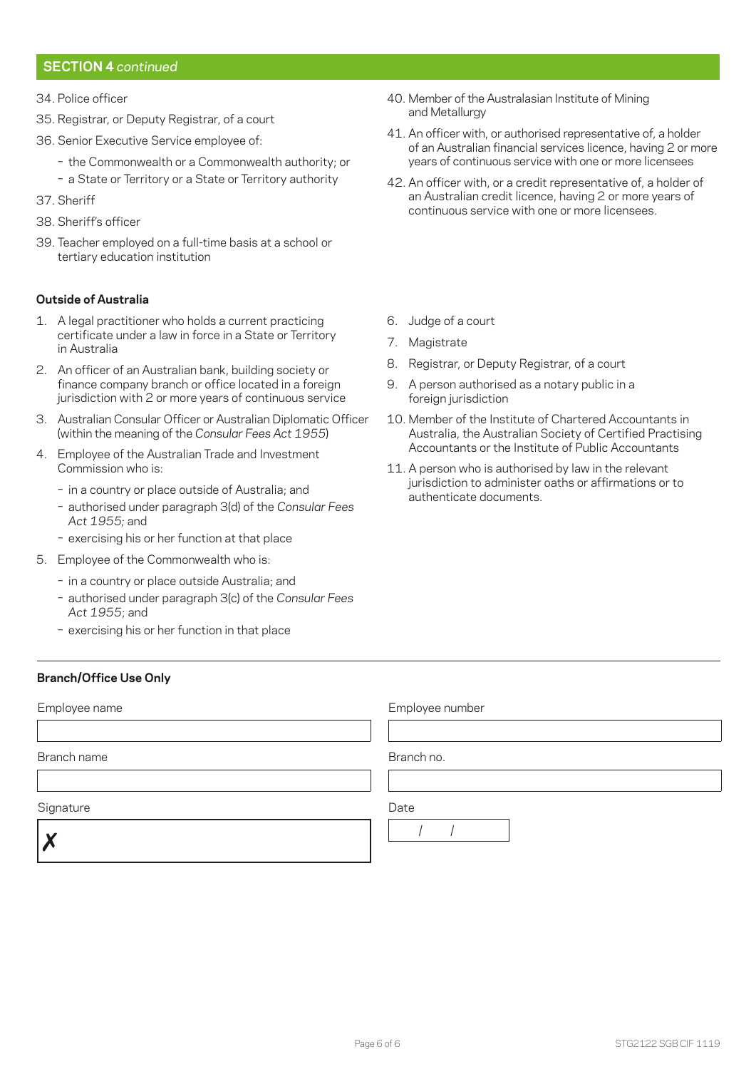## SECTION 4 *continued*

34. Police officer
35. Registrar, or Deputy Registrar, of a court
36. Senior Executive Service employee of:
    - the Commonwealth or a Commonwealth authority; or
    - a State or Territory or a State or Territory authority
37. Sheriff
38. Sheriff's officer
39. Teacher employed on a full-time basis at a school or tertiary education institution
40. Member of the Australasian Institute of Mining and Metallurgy
41. An officer with, or authorised representative of, a holder of an Australian financial services licence, having 2 or more years of continuous service with one or more licensees
42. An officer with, or a credit representative of, a holder of an Australian credit licence, having 2 or more years of continuous service with one or more licensees.

**Outside of Australia**

1. A legal practitioner who holds a current practicing certificate under a law in force in a State or Territory in Australia
2. An officer of an Australian bank, building society or finance company branch or office located in a foreign jurisdiction with 2 or more years of continuous service
3. Australian Consular Officer or Australian Diplomatic Officer (within the meaning of the *Consular Fees Act 1955*)
4. Employee of the Australian Trade and Investment Commission who is:
    - in a country or place outside of Australia; and
    - authorised under paragraph 3(d) of the *Consular Fees Act 1955;* and
    - exercising his or her function at that place
5. Employee of the Commonwealth who is:
    - in a country or place outside Australia; and
    - authorised under paragraph 3(c) of the *Consular Fees Act 1955*; and
    - exercising his or her function in that place
6. Judge of a court
7. Magistrate
8. Registrar, or Deputy Registrar, of a court
9. A person authorised as a notary public in a foreign jurisdiction
10. Member of the Institute of Chartered Accountants in Australia, the Australian Society of Certified Practising Accountants or the Institute of Public Accountants
11. A person who is authorised by law in the relevant jurisdiction to administer oaths or affirmations or to authenticate documents.

---

**Branch/Office Use Only**

| | |
|---|---|
| Employee name | Employee number |
| Branch name | Branch no. |
| Signature ✗ | Date / / |

STG2122 SGB CIF 1119